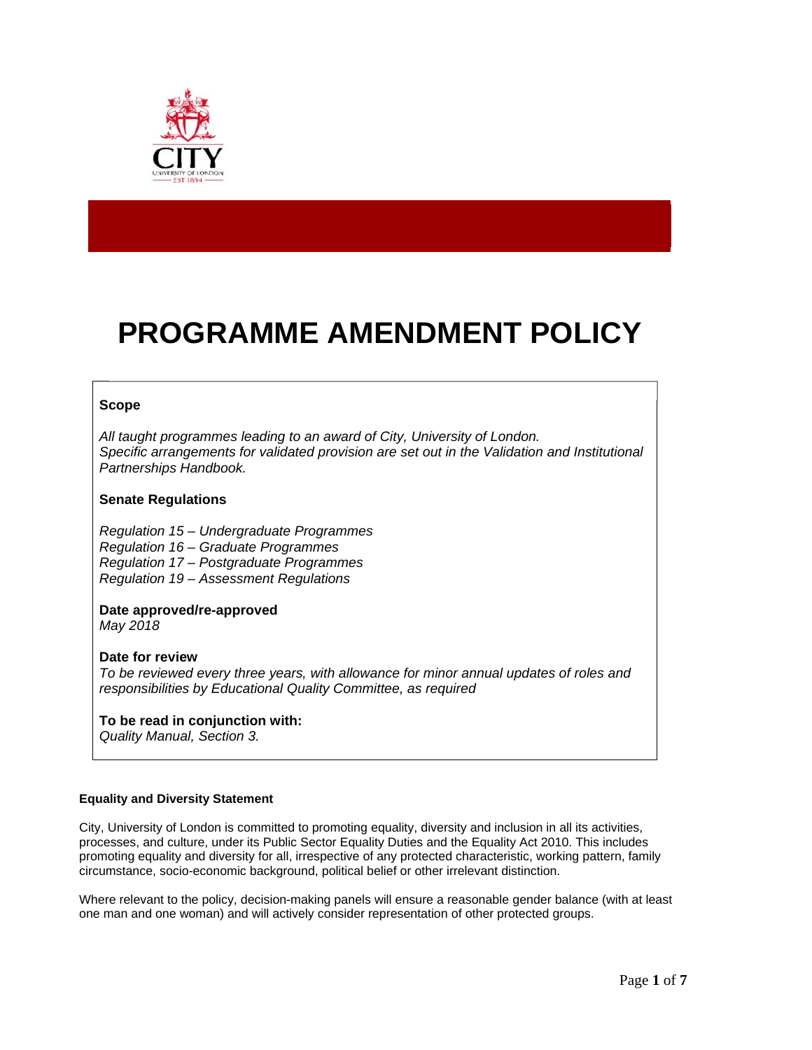# PROGRAMME AMENDMENT POLICY

**Scope**

*All taught programmes leading to an award of City, University of London.*
*Specific arrangements for validated provision are set out in the Validation and Institutional Partnerships Handbook.*

**Senate Regulations**

*Regulation 15 – Undergraduate Programmes*
*Regulation 16 – Graduate Programmes*
*Regulation 17 – Postgraduate Programmes*
*Regulation 19 – Assessment Regulations*

**Date approved/re-approved**
*May 2018*

**Date for review**
*To be reviewed every three years, with allowance for minor annual updates of roles and responsibilities by Educational Quality Committee, as required*

**To be read in conjunction with:**
*Quality Manual, Section 3.*

**Equality and Diversity Statement**

City, University of London is committed to promoting equality, diversity and inclusion in all its activities, processes, and culture, under its Public Sector Equality Duties and the Equality Act 2010. This includes promoting equality and diversity for all, irrespective of any protected characteristic, working pattern, family circumstance, socio-economic background, political belief or other irrelevant distinction.

Where relevant to the policy, decision-making panels will ensure a reasonable gender balance (with at least one man and one woman) and will actively consider representation of other protected groups.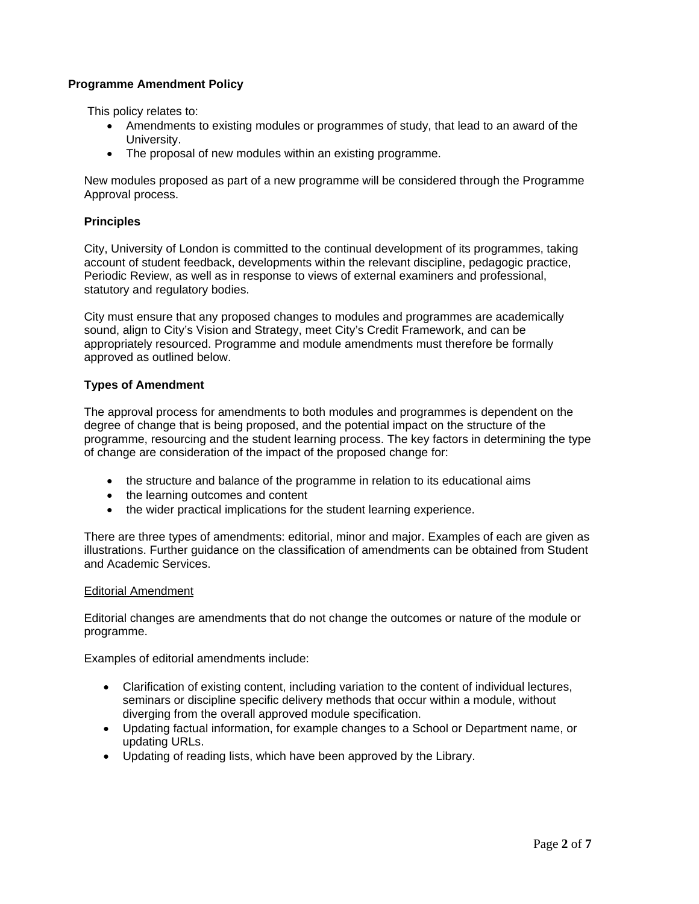**Programme Amendment Policy**

This policy relates to:

- Amendments to existing modules or programmes of study, that lead to an award of the University.
- The proposal of new modules within an existing programme.

New modules proposed as part of a new programme will be considered through the Programme Approval process.

**Principles**

City, University of London is committed to the continual development of its programmes, taking account of student feedback, developments within the relevant discipline, pedagogic practice, Periodic Review, as well as in response to views of external examiners and professional, statutory and regulatory bodies.

City must ensure that any proposed changes to modules and programmes are academically sound, align to City's Vision and Strategy, meet City's Credit Framework, and can be appropriately resourced. Programme and module amendments must therefore be formally approved as outlined below.

**Types of Amendment**

The approval process for amendments to both modules and programmes is dependent on the degree of change that is being proposed, and the potential impact on the structure of the programme, resourcing and the student learning process. The key factors in determining the type of change are consideration of the impact of the proposed change for:

- the structure and balance of the programme in relation to its educational aims
- the learning outcomes and content
- the wider practical implications for the student learning experience.

There are three types of amendments: editorial, minor and major. Examples of each are given as illustrations. Further guidance on the classification of amendments can be obtained from Student and Academic Services.

<u>Editorial Amendment</u>

Editorial changes are amendments that do not change the outcomes or nature of the module or programme.

Examples of editorial amendments include:

- Clarification of existing content, including variation to the content of individual lectures, seminars or discipline specific delivery methods that occur within a module, without diverging from the overall approved module specification.
- Updating factual information, for example changes to a School or Department name, or updating URLs.
- Updating of reading lists, which have been approved by the Library.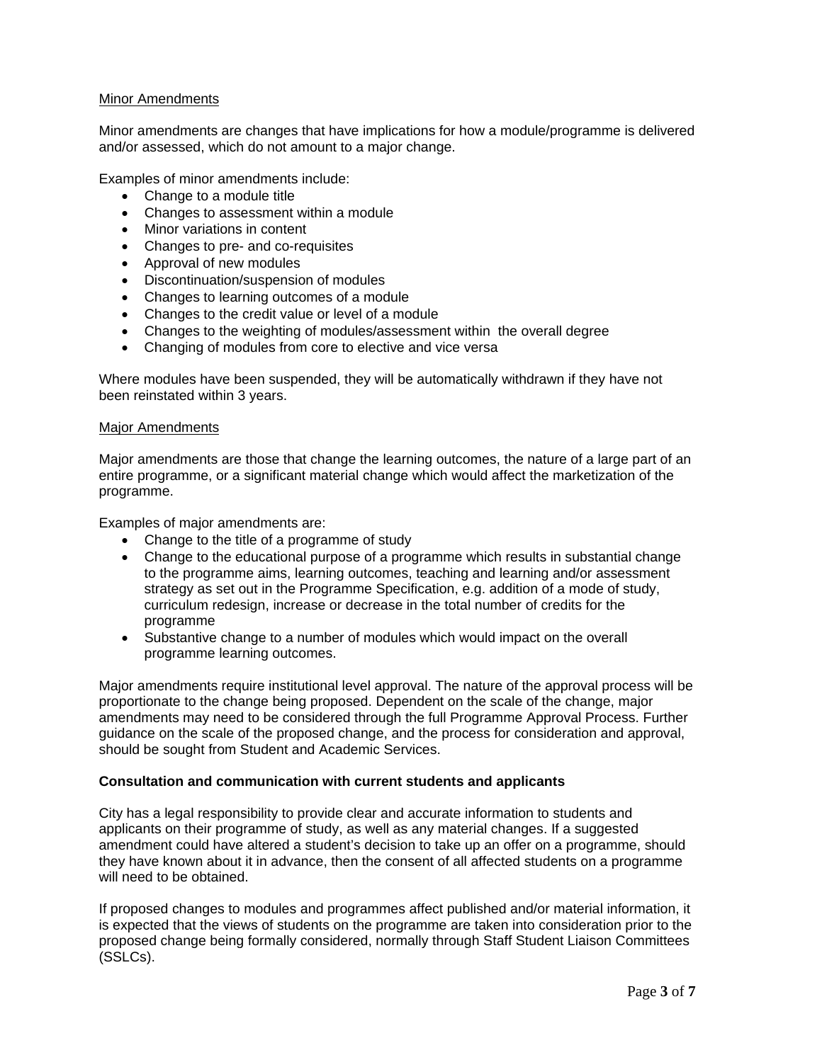<u>Minor Amendments</u>

Minor amendments are changes that have implications for how a module/programme is delivered and/or assessed, which do not amount to a major change.

Examples of minor amendments include:

- Change to a module title
- Changes to assessment within a module
- Minor variations in content
- Changes to pre- and co-requisites
- Approval of new modules
- Discontinuation/suspension of modules
- Changes to learning outcomes of a module
- Changes to the credit value or level of a module
- Changes to the weighting of modules/assessment within the overall degree
- Changing of modules from core to elective and vice versa

Where modules have been suspended, they will be automatically withdrawn if they have not been reinstated within 3 years.

<u>Major Amendments</u>

Major amendments are those that change the learning outcomes, the nature of a large part of an entire programme, or a significant material change which would affect the marketization of the programme.

Examples of major amendments are:

- Change to the title of a programme of study
- Change to the educational purpose of a programme which results in substantial change to the programme aims, learning outcomes, teaching and learning and/or assessment strategy as set out in the Programme Specification, e.g. addition of a mode of study, curriculum redesign, increase or decrease in the total number of credits for the programme
- Substantive change to a number of modules which would impact on the overall programme learning outcomes.

Major amendments require institutional level approval. The nature of the approval process will be proportionate to the change being proposed. Dependent on the scale of the change, major amendments may need to be considered through the full Programme Approval Process. Further guidance on the scale of the proposed change, and the process for consideration and approval, should be sought from Student and Academic Services.

**Consultation and communication with current students and applicants**

City has a legal responsibility to provide clear and accurate information to students and applicants on their programme of study, as well as any material changes. If a suggested amendment could have altered a student's decision to take up an offer on a programme, should they have known about it in advance, then the consent of all affected students on a programme will need to be obtained.

If proposed changes to modules and programmes affect published and/or material information, it is expected that the views of students on the programme are taken into consideration prior to the proposed change being formally considered, normally through Staff Student Liaison Committees (SSLCs).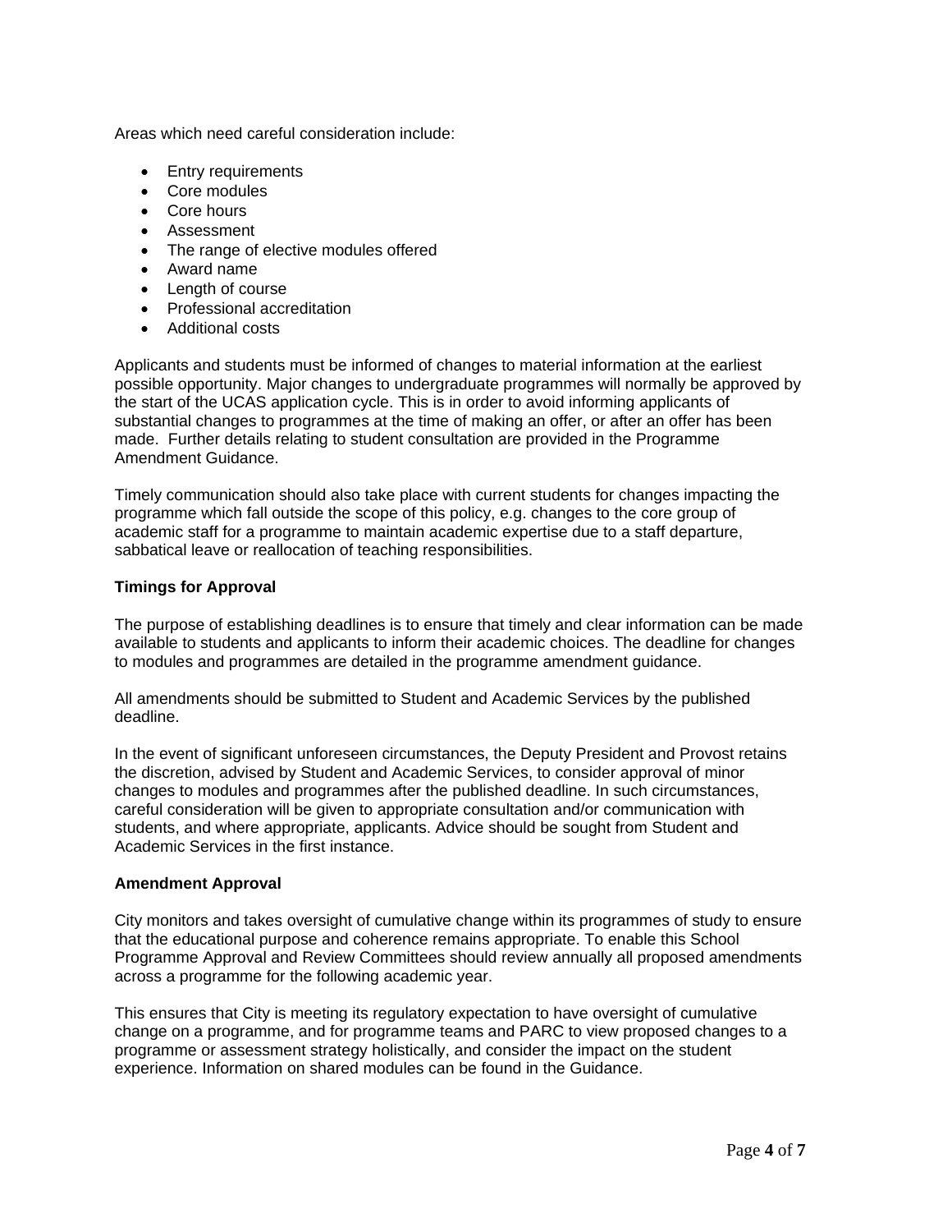Areas which need careful consideration include:

- Entry requirements
- Core modules
- Core hours
- Assessment
- The range of elective modules offered
- Award name
- Length of course
- Professional accreditation
- Additional costs

Applicants and students must be informed of changes to material information at the earliest possible opportunity. Major changes to undergraduate programmes will normally be approved by the start of the UCAS application cycle. This is in order to avoid informing applicants of substantial changes to programmes at the time of making an offer, or after an offer has been made. Further details relating to student consultation are provided in the Programme Amendment Guidance.

Timely communication should also take place with current students for changes impacting the programme which fall outside the scope of this policy, e.g. changes to the core group of academic staff for a programme to maintain academic expertise due to a staff departure, sabbatical leave or reallocation of teaching responsibilities.

**Timings for Approval**

The purpose of establishing deadlines is to ensure that timely and clear information can be made available to students and applicants to inform their academic choices. The deadline for changes to modules and programmes are detailed in the programme amendment guidance.

All amendments should be submitted to Student and Academic Services by the published deadline.

In the event of significant unforeseen circumstances, the Deputy President and Provost retains the discretion, advised by Student and Academic Services, to consider approval of minor changes to modules and programmes after the published deadline. In such circumstances, careful consideration will be given to appropriate consultation and/or communication with students, and where appropriate, applicants. Advice should be sought from Student and Academic Services in the first instance.

**Amendment Approval**

City monitors and takes oversight of cumulative change within its programmes of study to ensure that the educational purpose and coherence remains appropriate. To enable this School Programme Approval and Review Committees should review annually all proposed amendments across a programme for the following academic year.

This ensures that City is meeting its regulatory expectation to have oversight of cumulative change on a programme, and for programme teams and PARC to view proposed changes to a programme or assessment strategy holistically, and consider the impact on the student experience. Information on shared modules can be found in the Guidance.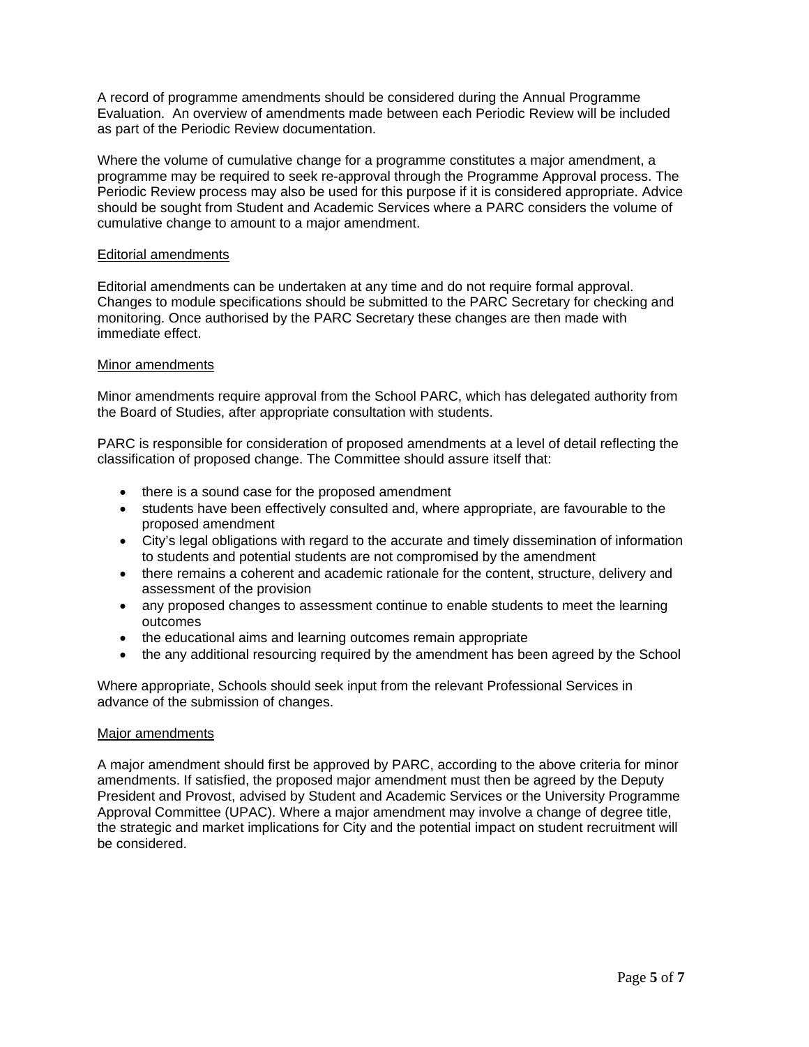A record of programme amendments should be considered during the Annual Programme Evaluation. An overview of amendments made between each Periodic Review will be included as part of the Periodic Review documentation.

Where the volume of cumulative change for a programme constitutes a major amendment, a programme may be required to seek re-approval through the Programme Approval process. The Periodic Review process may also be used for this purpose if it is considered appropriate. Advice should be sought from Student and Academic Services where a PARC considers the volume of cumulative change to amount to a major amendment.

### Editorial amendments

Editorial amendments can be undertaken at any time and do not require formal approval. Changes to module specifications should be submitted to the PARC Secretary for checking and monitoring. Once authorised by the PARC Secretary these changes are then made with immediate effect.

### Minor amendments

Minor amendments require approval from the School PARC, which has delegated authority from the Board of Studies, after appropriate consultation with students.

PARC is responsible for consideration of proposed amendments at a level of detail reflecting the classification of proposed change. The Committee should assure itself that:

- there is a sound case for the proposed amendment
- students have been effectively consulted and, where appropriate, are favourable to the proposed amendment
- City's legal obligations with regard to the accurate and timely dissemination of information to students and potential students are not compromised by the amendment
- there remains a coherent and academic rationale for the content, structure, delivery and assessment of the provision
- any proposed changes to assessment continue to enable students to meet the learning outcomes
- the educational aims and learning outcomes remain appropriate
- the any additional resourcing required by the amendment has been agreed by the School

Where appropriate, Schools should seek input from the relevant Professional Services in advance of the submission of changes.

### Major amendments

A major amendment should first be approved by PARC, according to the above criteria for minor amendments. If satisfied, the proposed major amendment must then be agreed by the Deputy President and Provost, advised by Student and Academic Services or the University Programme Approval Committee (UPAC). Where a major amendment may involve a change of degree title, the strategic and market implications for City and the potential impact on student recruitment will be considered.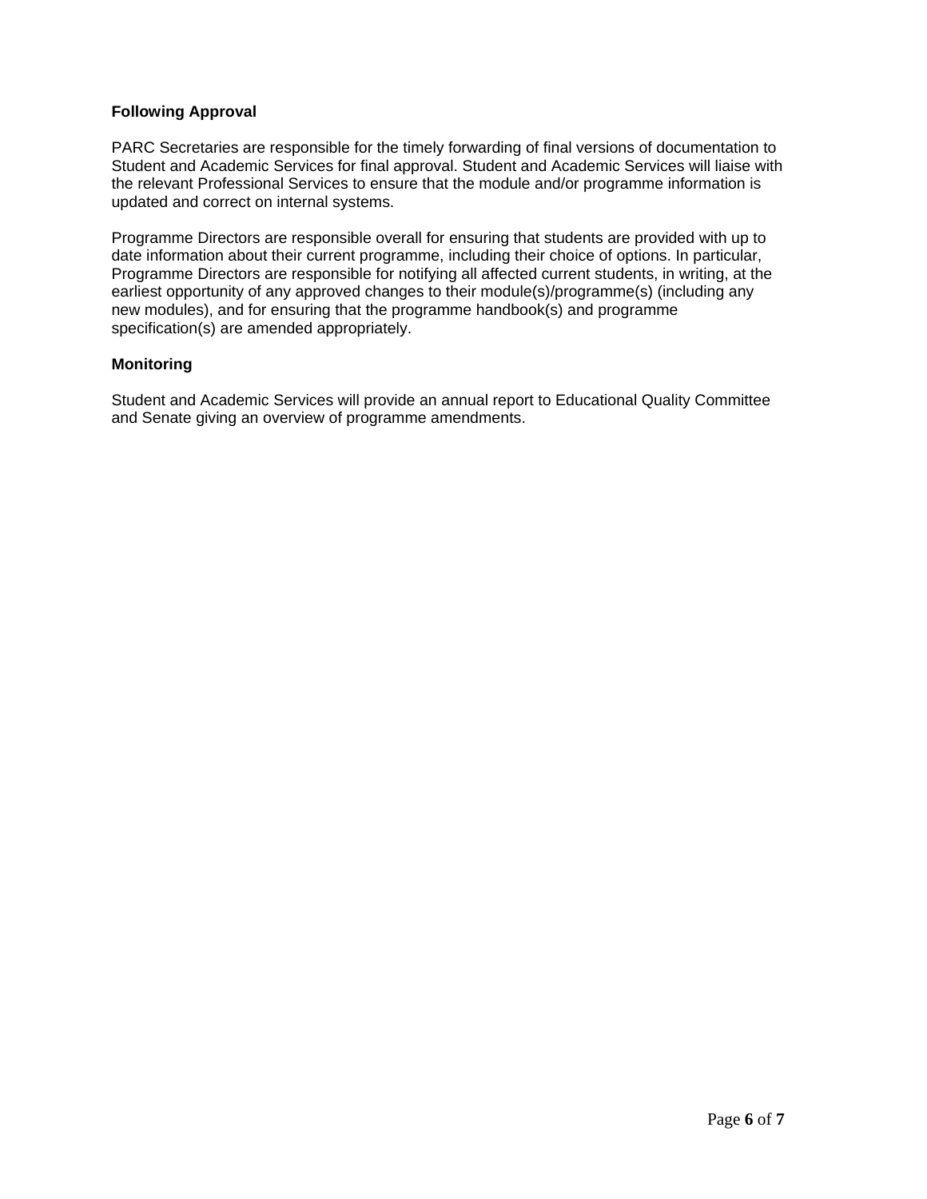**Following Approval**

PARC Secretaries are responsible for the timely forwarding of final versions of documentation to Student and Academic Services for final approval. Student and Academic Services will liaise with the relevant Professional Services to ensure that the module and/or programme information is updated and correct on internal systems.

Programme Directors are responsible overall for ensuring that students are provided with up to date information about their current programme, including their choice of options. In particular, Programme Directors are responsible for notifying all affected current students, in writing, at the earliest opportunity of any approved changes to their module(s)/programme(s) (including any new modules), and for ensuring that the programme handbook(s) and programme specification(s) are amended appropriately.

**Monitoring**

Student and Academic Services will provide an annual report to Educational Quality Committee and Senate giving an overview of programme amendments.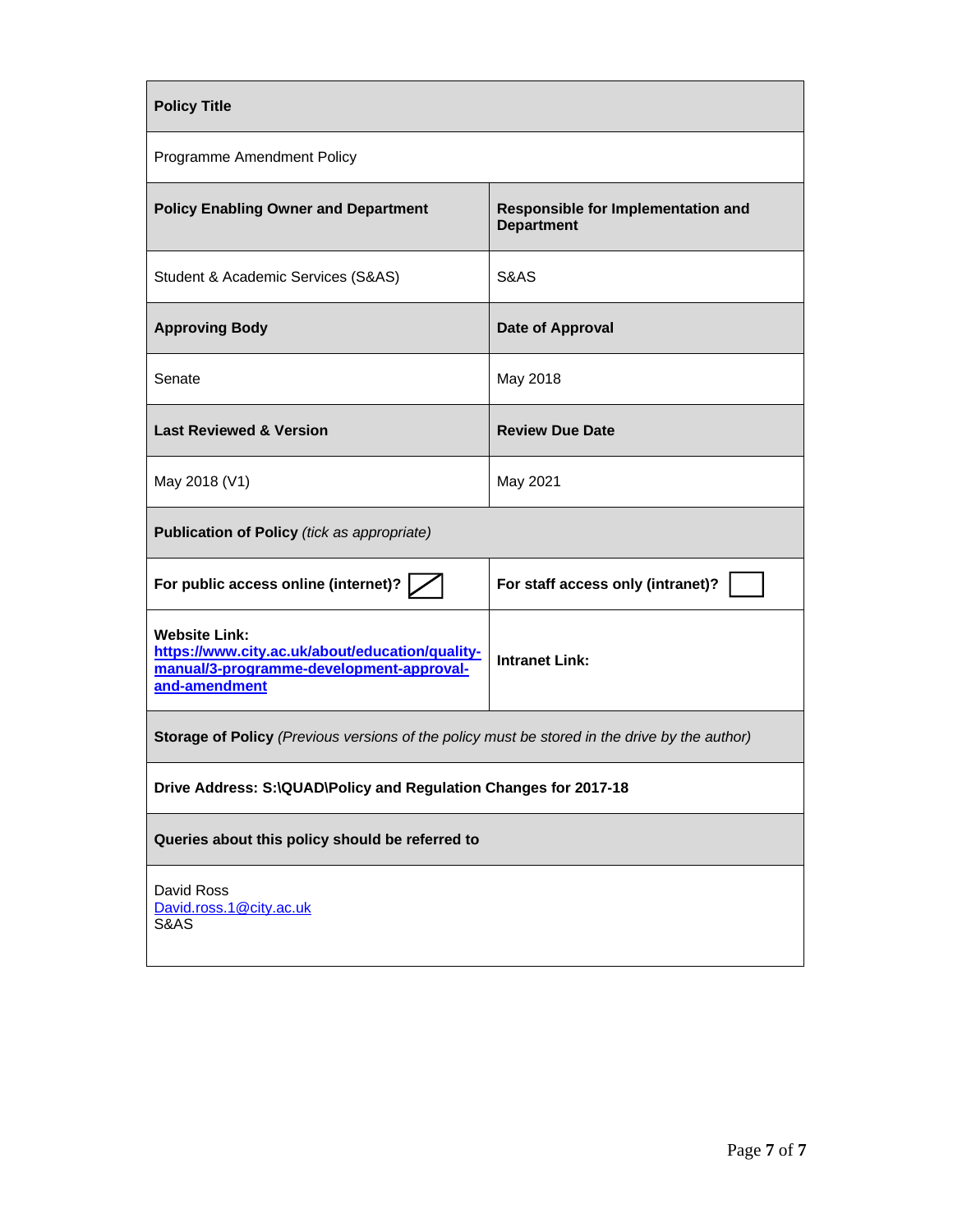| Policy Title | |
|---|---|
| Programme Amendment Policy | |
| **Policy Enabling Owner and Department** | **Responsible for Implementation and Department** |
| Student & Academic Services (S&AS) | S&AS |
| **Approving Body** | **Date of Approval** |
| Senate | May 2018 |
| **Last Reviewed & Version** | **Review Due Date** |
| May 2018 (V1) | May 2021 |
| **Publication of Policy** *(tick as appropriate)* | |
| **For public access online (internet)?** ☑ | **For staff access only (intranet)?** ☐ |
| **Website Link:** **https://www.city.ac.uk/about/education/quality-manual/3-programme-development-approval-and-amendment** | **Intranet Link:** |
| **Storage of Policy** *(Previous versions of the policy must be stored in the drive by the author)* | |
| **Drive Address: S:\QUAD\Policy and Regulation Changes for 2017-18** | |
| **Queries about this policy should be referred to** | |
| David Ross<br>David.ross.1@city.ac.uk<br>S&AS | |